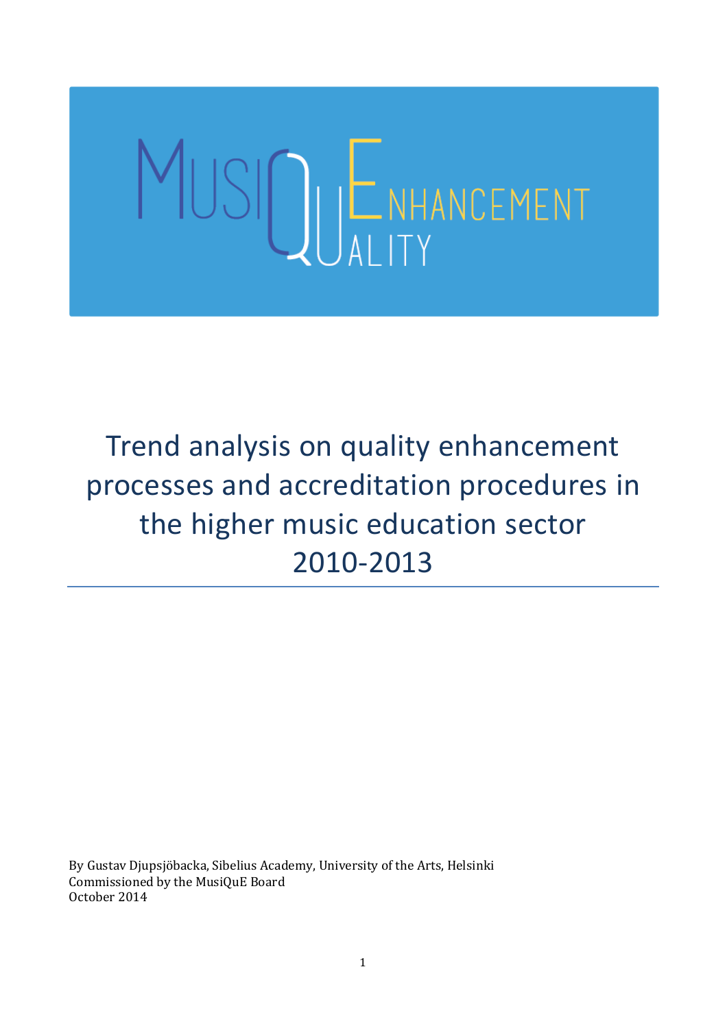MusiQuE Enhancement Quality

# Trend analysis on quality enhancement processes and accreditation procedures in the higher music education sector 2010-2013

By Gustav Djupsjöbacka, Sibelius Academy, University of the Arts, Helsinki
Commissioned by the MusiQuE Board
October 2014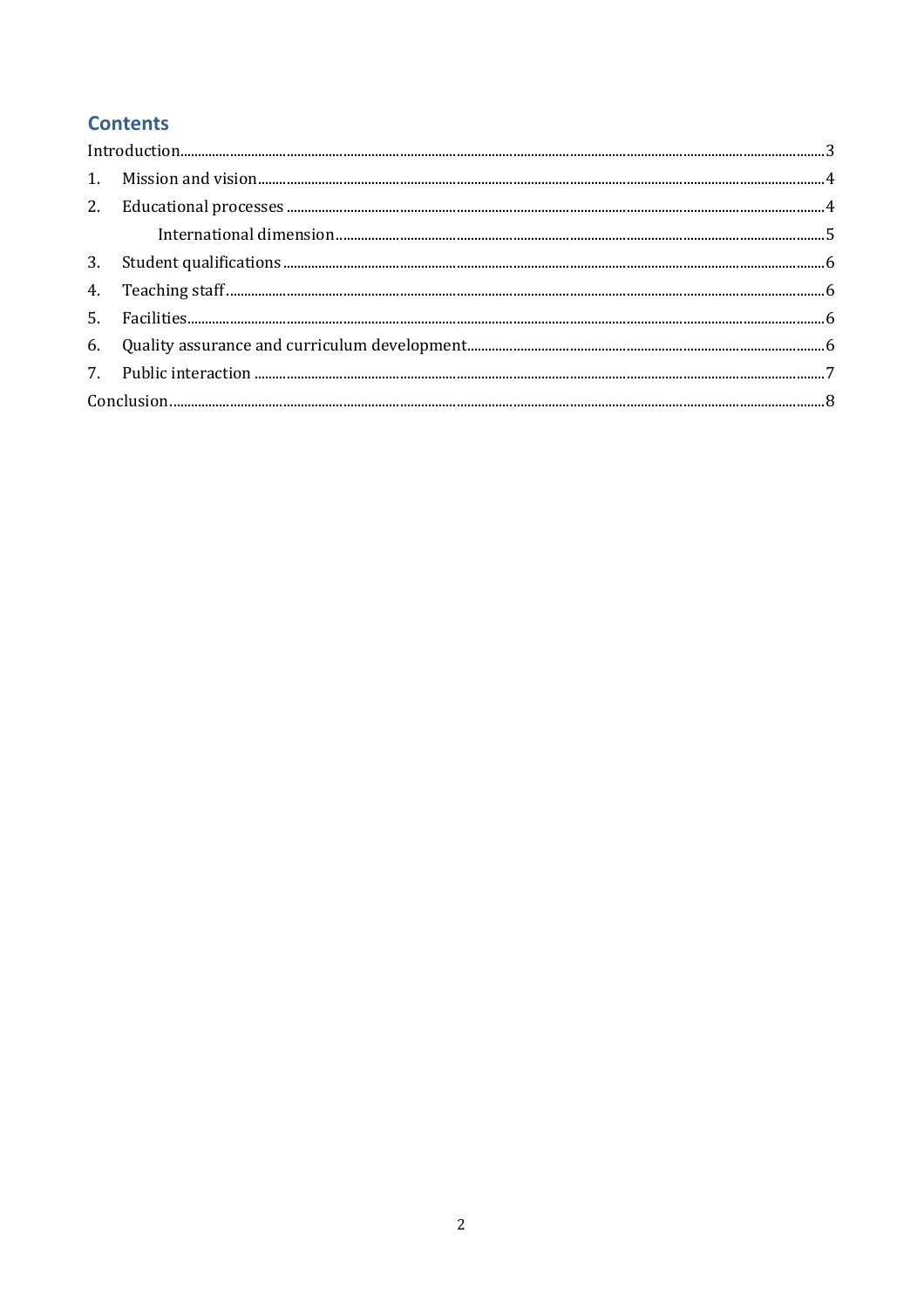## Contents

Introduction....................................................3

1. Mission and vision....................................................4
2. Educational processes....................................................4
    - International dimension....................................................5
3. Student qualifications....................................................6
4. Teaching staff....................................................6
5. Facilities....................................................6
6. Quality assurance and curriculum development....................................................6
7. Public interaction....................................................7

Conclusion....................................................8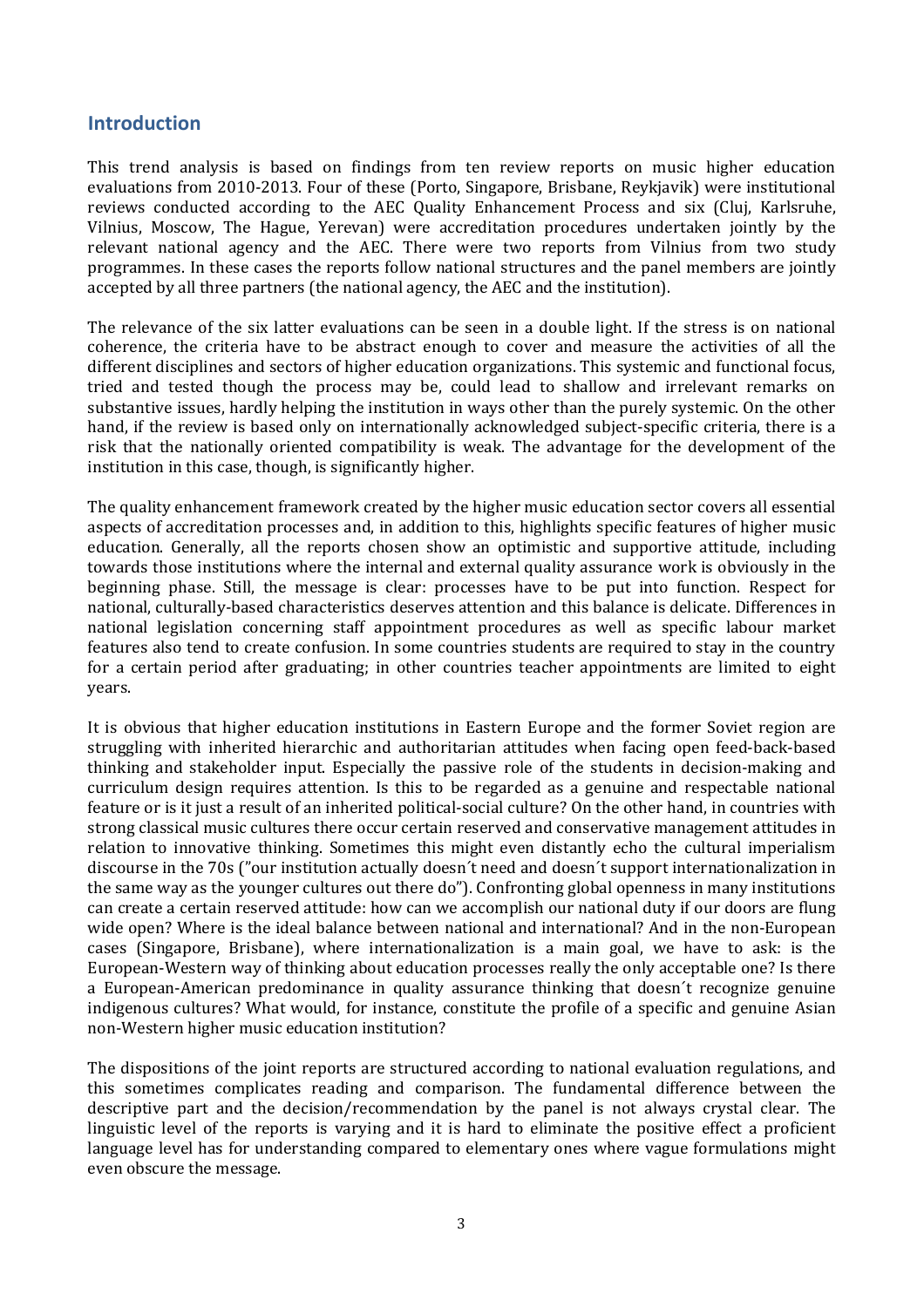## Introduction

This trend analysis is based on findings from ten review reports on music higher education evaluations from 2010-2013. Four of these (Porto, Singapore, Brisbane, Reykjavik) were institutional reviews conducted according to the AEC Quality Enhancement Process and six (Cluj, Karlsruhe, Vilnius, Moscow, The Hague, Yerevan) were accreditation procedures undertaken jointly by the relevant national agency and the AEC. There were two reports from Vilnius from two study programmes. In these cases the reports follow national structures and the panel members are jointly accepted by all three partners (the national agency, the AEC and the institution).

The relevance of the six latter evaluations can be seen in a double light. If the stress is on national coherence, the criteria have to be abstract enough to cover and measure the activities of all the different disciplines and sectors of higher education organizations. This systemic and functional focus, tried and tested though the process may be, could lead to shallow and irrelevant remarks on substantive issues, hardly helping the institution in ways other than the purely systemic. On the other hand, if the review is based only on internationally acknowledged subject-specific criteria, there is a risk that the nationally oriented compatibility is weak. The advantage for the development of the institution in this case, though, is significantly higher.

The quality enhancement framework created by the higher music education sector covers all essential aspects of accreditation processes and, in addition to this, highlights specific features of higher music education. Generally, all the reports chosen show an optimistic and supportive attitude, including towards those institutions where the internal and external quality assurance work is obviously in the beginning phase. Still, the message is clear: processes have to be put into function. Respect for national, culturally-based characteristics deserves attention and this balance is delicate. Differences in national legislation concerning staff appointment procedures as well as specific labour market features also tend to create confusion. In some countries students are required to stay in the country for a certain period after graduating; in other countries teacher appointments are limited to eight years.

It is obvious that higher education institutions in Eastern Europe and the former Soviet region are struggling with inherited hierarchic and authoritarian attitudes when facing open feed-back-based thinking and stakeholder input. Especially the passive role of the students in decision-making and curriculum design requires attention. Is this to be regarded as a genuine and respectable national feature or is it just a result of an inherited political-social culture? On the other hand, in countries with strong classical music cultures there occur certain reserved and conservative management attitudes in relation to innovative thinking. Sometimes this might even distantly echo the cultural imperialism discourse in the 70s ("our institution actually doesn´t need and doesn´t support internationalization in the same way as the younger cultures out there do"). Confronting global openness in many institutions can create a certain reserved attitude: how can we accomplish our national duty if our doors are flung wide open? Where is the ideal balance between national and international? And in the non-European cases (Singapore, Brisbane), where internationalization is a main goal, we have to ask: is the European-Western way of thinking about education processes really the only acceptable one? Is there a European-American predominance in quality assurance thinking that doesn´t recognize genuine indigenous cultures? What would, for instance, constitute the profile of a specific and genuine Asian non-Western higher music education institution?

The dispositions of the joint reports are structured according to national evaluation regulations, and this sometimes complicates reading and comparison. The fundamental difference between the descriptive part and the decision/recommendation by the panel is not always crystal clear. The linguistic level of the reports is varying and it is hard to eliminate the positive effect a proficient language level has for understanding compared to elementary ones where vague formulations might even obscure the message.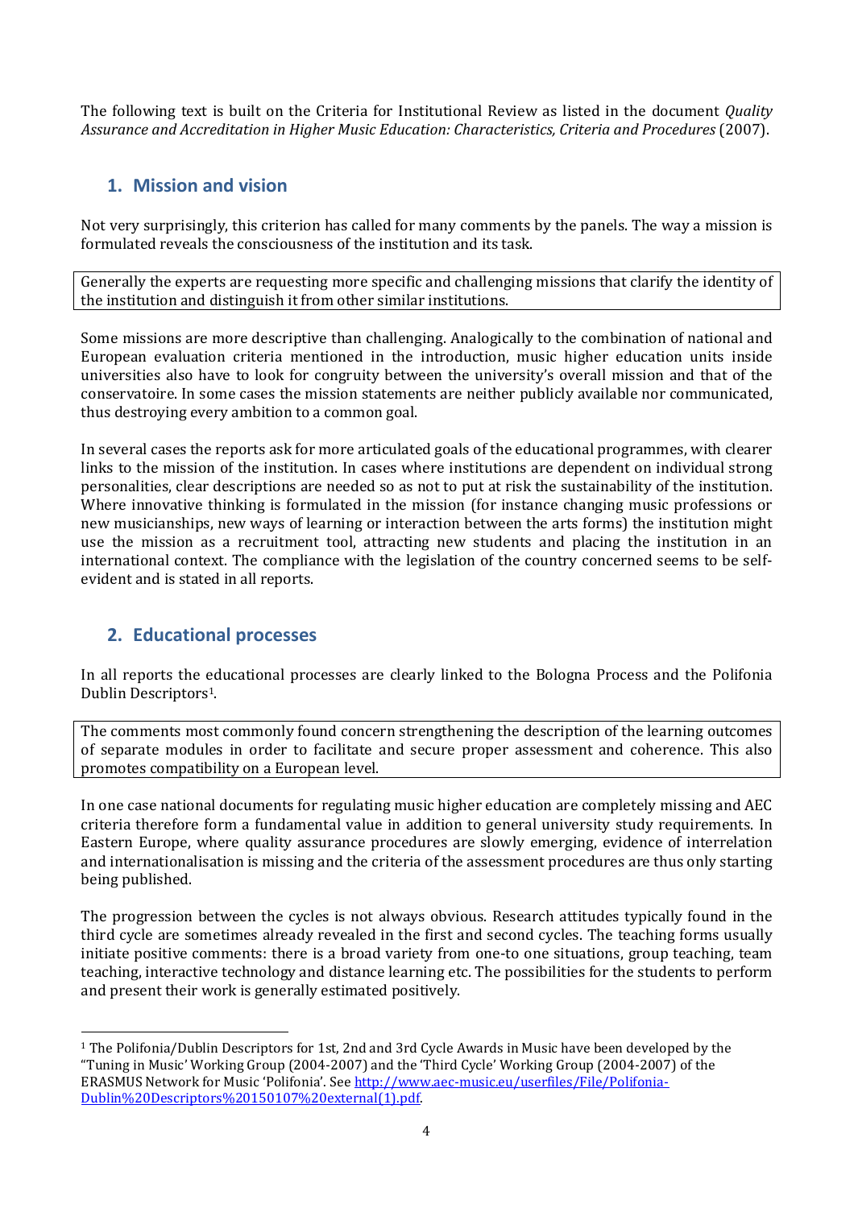The following text is built on the Criteria for Institutional Review as listed in the document *Quality Assurance and Accreditation in Higher Music Education: Characteristics, Criteria and Procedures* (2007).

## 1. Mission and vision

Not very surprisingly, this criterion has called for many comments by the panels. The way a mission is formulated reveals the consciousness of the institution and its task.

Generally the experts are requesting more specific and challenging missions that clarify the identity of the institution and distinguish it from other similar institutions.

Some missions are more descriptive than challenging. Analogically to the combination of national and European evaluation criteria mentioned in the introduction, music higher education units inside universities also have to look for congruity between the university's overall mission and that of the conservatoire. In some cases the mission statements are neither publicly available nor communicated, thus destroying every ambition to a common goal.

In several cases the reports ask for more articulated goals of the educational programmes, with clearer links to the mission of the institution. In cases where institutions are dependent on individual strong personalities, clear descriptions are needed so as not to put at risk the sustainability of the institution. Where innovative thinking is formulated in the mission (for instance changing music professions or new musicianships, new ways of learning or interaction between the arts forms) the institution might use the mission as a recruitment tool, attracting new students and placing the institution in an international context. The compliance with the legislation of the country concerned seems to be self-evident and is stated in all reports.

## 2. Educational processes

In all reports the educational processes are clearly linked to the Bologna Process and the Polifonia Dublin Descriptors[1].

The comments most commonly found concern strengthening the description of the learning outcomes of separate modules in order to facilitate and secure proper assessment and coherence. This also promotes compatibility on a European level.

In one case national documents for regulating music higher education are completely missing and AEC criteria therefore form a fundamental value in addition to general university study requirements. In Eastern Europe, where quality assurance procedures are slowly emerging, evidence of interrelation and internationalisation is missing and the criteria of the assessment procedures are thus only starting being published.

The progression between the cycles is not always obvious. Research attitudes typically found in the third cycle are sometimes already revealed in the first and second cycles. The teaching forms usually initiate positive comments: there is a broad variety from one-to one situations, group teaching, team teaching, interactive technology and distance learning etc. The possibilities for the students to perform and present their work is generally estimated positively.

---

[1] The Polifonia/Dublin Descriptors for 1st, 2nd and 3rd Cycle Awards in Music have been developed by the "Tuning in Music' Working Group (2004-2007) and the 'Third Cycle' Working Group (2004-2007) of the ERASMUS Network for Music 'Polifonia'. See http://www.aec-music.eu/userfiles/File/Polifonia-Dublin%20Descriptors%20150107%20external(1).pdf.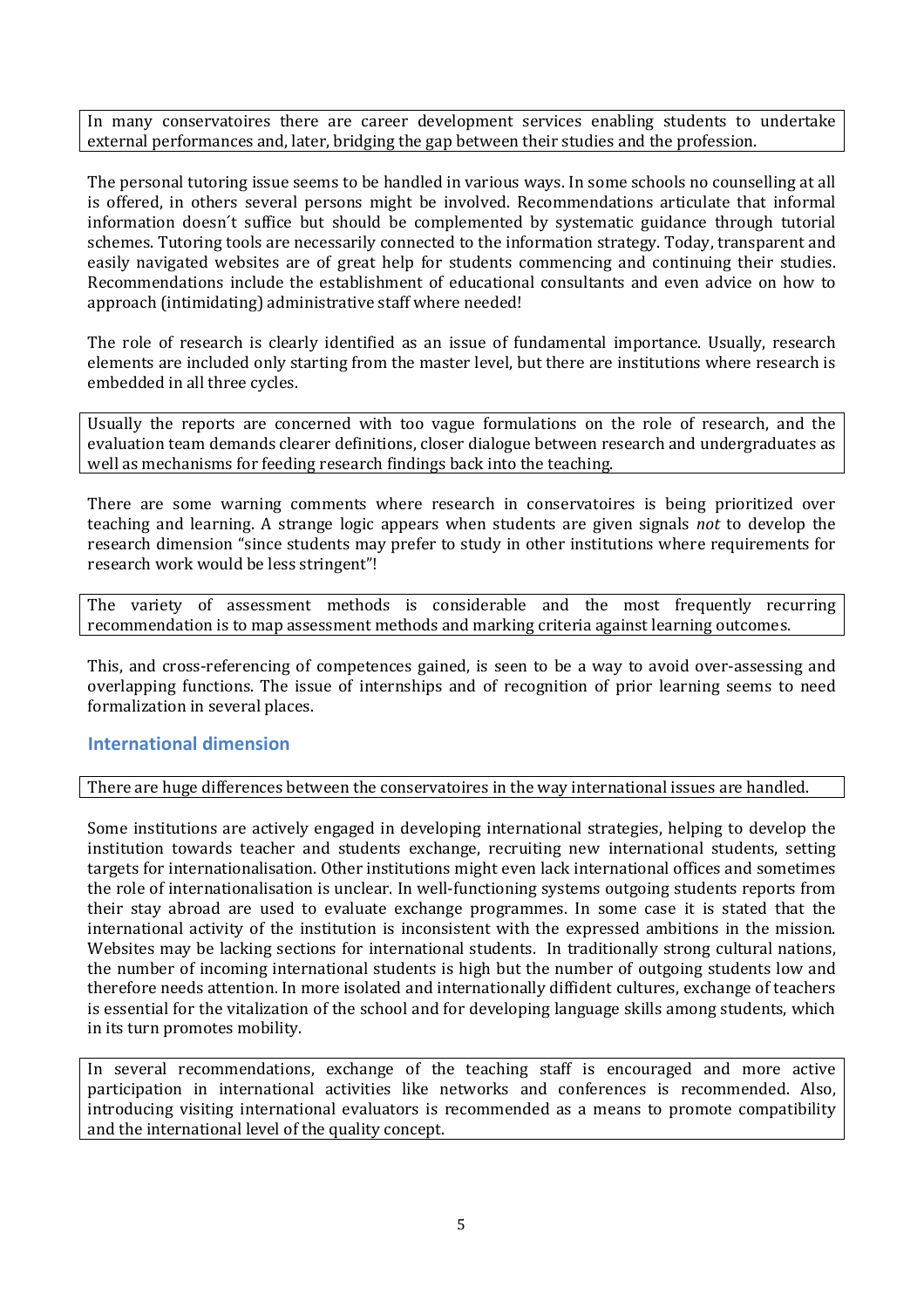In many conservatoires there are career development services enabling students to undertake external performances and, later, bridging the gap between their studies and the profession.

The personal tutoring issue seems to be handled in various ways. In some schools no counselling at all is offered, in others several persons might be involved. Recommendations articulate that informal information doesn´t suffice but should be complemented by systematic guidance through tutorial schemes. Tutoring tools are necessarily connected to the information strategy. Today, transparent and easily navigated websites are of great help for students commencing and continuing their studies. Recommendations include the establishment of educational consultants and even advice on how to approach (intimidating) administrative staff where needed!

The role of research is clearly identified as an issue of fundamental importance. Usually, research elements are included only starting from the master level, but there are institutions where research is embedded in all three cycles.

Usually the reports are concerned with too vague formulations on the role of research, and the evaluation team demands clearer definitions, closer dialogue between research and undergraduates as well as mechanisms for feeding research findings back into the teaching.

There are some warning comments where research in conservatoires is being prioritized over teaching and learning. A strange logic appears when students are given signals *not* to develop the research dimension "since students may prefer to study in other institutions where requirements for research work would be less stringent"!

The variety of assessment methods is considerable and the most frequently recurring recommendation is to map assessment methods and marking criteria against learning outcomes.

This, and cross-referencing of competences gained, is seen to be a way to avoid over-assessing and overlapping functions. The issue of internships and of recognition of prior learning seems to need formalization in several places.

## International dimension

There are huge differences between the conservatoires in the way international issues are handled.

Some institutions are actively engaged in developing international strategies, helping to develop the institution towards teacher and students exchange, recruiting new international students, setting targets for internationalisation. Other institutions might even lack international offices and sometimes the role of internationalisation is unclear. In well-functioning systems outgoing students reports from their stay abroad are used to evaluate exchange programmes. In some case it is stated that the international activity of the institution is inconsistent with the expressed ambitions in the mission. Websites may be lacking sections for international students. In traditionally strong cultural nations, the number of incoming international students is high but the number of outgoing students low and therefore needs attention. In more isolated and internationally diffident cultures, exchange of teachers is essential for the vitalization of the school and for developing language skills among students, which in its turn promotes mobility.

In several recommendations, exchange of the teaching staff is encouraged and more active participation in international activities like networks and conferences is recommended. Also, introducing visiting international evaluators is recommended as a means to promote compatibility and the international level of the quality concept.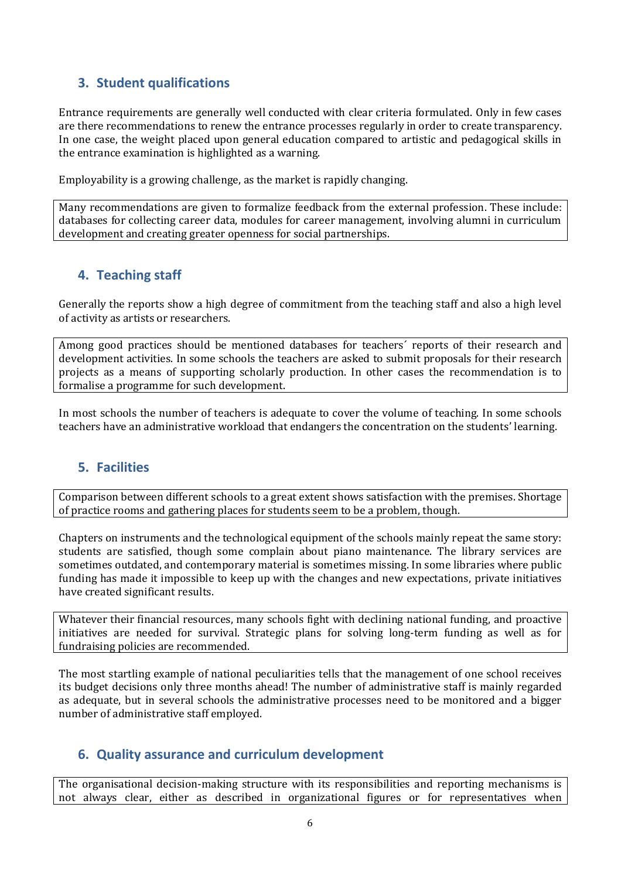## 3. Student qualifications

Entrance requirements are generally well conducted with clear criteria formulated. Only in few cases are there recommendations to renew the entrance processes regularly in order to create transparency. In one case, the weight placed upon general education compared to artistic and pedagogical skills in the entrance examination is highlighted as a warning.

Employability is a growing challenge, as the market is rapidly changing.

Many recommendations are given to formalize feedback from the external profession. These include: databases for collecting career data, modules for career management, involving alumni in curriculum development and creating greater openness for social partnerships.

## 4. Teaching staff

Generally the reports show a high degree of commitment from the teaching staff and also a high level of activity as artists or researchers.

Among good practices should be mentioned databases for teachers´ reports of their research and development activities. In some schools the teachers are asked to submit proposals for their research projects as a means of supporting scholarly production. In other cases the recommendation is to formalise a programme for such development.

In most schools the number of teachers is adequate to cover the volume of teaching. In some schools teachers have an administrative workload that endangers the concentration on the students' learning.

## 5. Facilities

Comparison between different schools to a great extent shows satisfaction with the premises. Shortage of practice rooms and gathering places for students seem to be a problem, though.

Chapters on instruments and the technological equipment of the schools mainly repeat the same story: students are satisfied, though some complain about piano maintenance. The library services are sometimes outdated, and contemporary material is sometimes missing. In some libraries where public funding has made it impossible to keep up with the changes and new expectations, private initiatives have created significant results.

Whatever their financial resources, many schools fight with declining national funding, and proactive initiatives are needed for survival. Strategic plans for solving long-term funding as well as for fundraising policies are recommended.

The most startling example of national peculiarities tells that the management of one school receives its budget decisions only three months ahead! The number of administrative staff is mainly regarded as adequate, but in several schools the administrative processes need to be monitored and a bigger number of administrative staff employed.

## 6. Quality assurance and curriculum development

The organisational decision-making structure with its responsibilities and reporting mechanisms is not always clear, either as described in organizational figures or for representatives when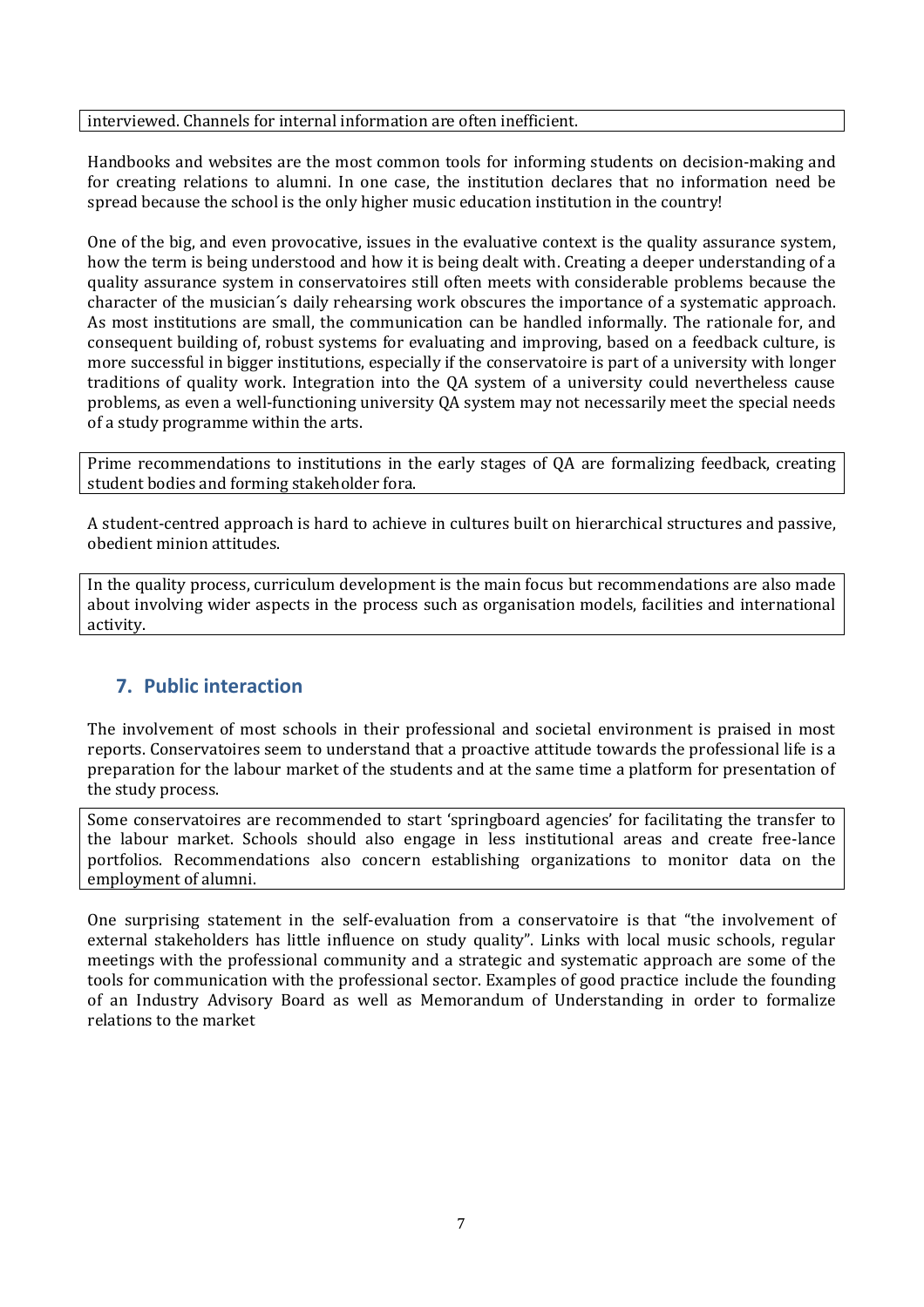interviewed. Channels for internal information are often inefficient.

Handbooks and websites are the most common tools for informing students on decision-making and for creating relations to alumni. In one case, the institution declares that no information need be spread because the school is the only higher music education institution in the country!

One of the big, and even provocative, issues in the evaluative context is the quality assurance system, how the term is being understood and how it is being dealt with. Creating a deeper understanding of a quality assurance system in conservatoires still often meets with considerable problems because the character of the musician´s daily rehearsing work obscures the importance of a systematic approach. As most institutions are small, the communication can be handled informally. The rationale for, and consequent building of, robust systems for evaluating and improving, based on a feedback culture, is more successful in bigger institutions, especially if the conservatoire is part of a university with longer traditions of quality work. Integration into the QA system of a university could nevertheless cause problems, as even a well-functioning university QA system may not necessarily meet the special needs of a study programme within the arts.

Prime recommendations to institutions in the early stages of QA are formalizing feedback, creating student bodies and forming stakeholder fora.

A student-centred approach is hard to achieve in cultures built on hierarchical structures and passive, obedient minion attitudes.

In the quality process, curriculum development is the main focus but recommendations are also made about involving wider aspects in the process such as organisation models, facilities and international activity.

## 7. Public interaction

The involvement of most schools in their professional and societal environment is praised in most reports. Conservatoires seem to understand that a proactive attitude towards the professional life is a preparation for the labour market of the students and at the same time a platform for presentation of the study process.

Some conservatoires are recommended to start 'springboard agencies' for facilitating the transfer to the labour market. Schools should also engage in less institutional areas and create free-lance portfolios. Recommendations also concern establishing organizations to monitor data on the employment of alumni.

One surprising statement in the self-evaluation from a conservatoire is that "the involvement of external stakeholders has little influence on study quality". Links with local music schools, regular meetings with the professional community and a strategic and systematic approach are some of the tools for communication with the professional sector. Examples of good practice include the founding of an Industry Advisory Board as well as Memorandum of Understanding in order to formalize relations to the market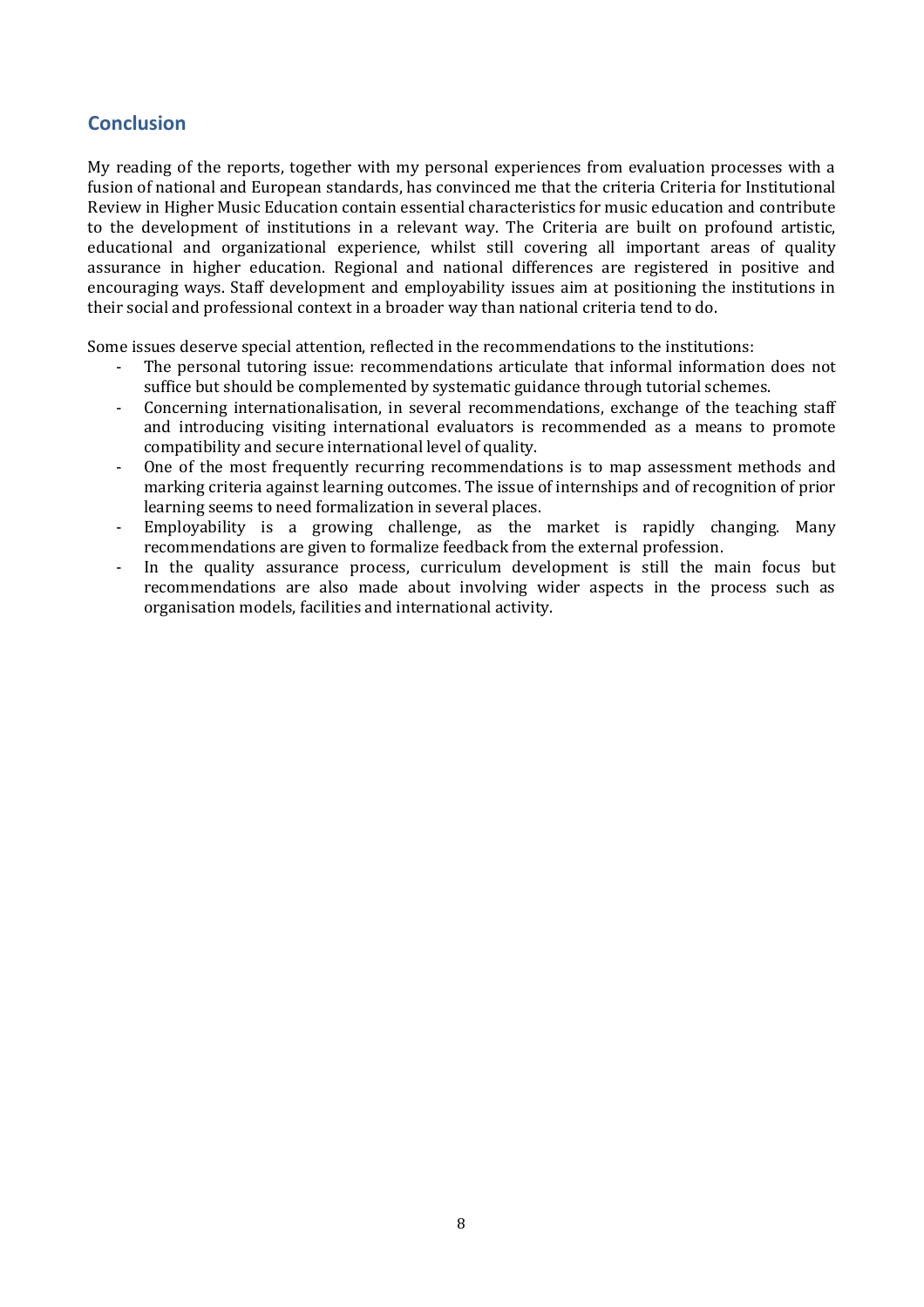## Conclusion

My reading of the reports, together with my personal experiences from evaluation processes with a fusion of national and European standards, has convinced me that the criteria Criteria for Institutional Review in Higher Music Education contain essential characteristics for music education and contribute to the development of institutions in a relevant way. The Criteria are built on profound artistic, educational and organizational experience, whilst still covering all important areas of quality assurance in higher education. Regional and national differences are registered in positive and encouraging ways. Staff development and employability issues aim at positioning the institutions in their social and professional context in a broader way than national criteria tend to do.

Some issues deserve special attention, reflected in the recommendations to the institutions:

- The personal tutoring issue: recommendations articulate that informal information does not suffice but should be complemented by systematic guidance through tutorial schemes.
- Concerning internationalisation, in several recommendations, exchange of the teaching staff and introducing visiting international evaluators is recommended as a means to promote compatibility and secure international level of quality.
- One of the most frequently recurring recommendations is to map assessment methods and marking criteria against learning outcomes. The issue of internships and of recognition of prior learning seems to need formalization in several places.
- Employability is a growing challenge, as the market is rapidly changing. Many recommendations are given to formalize feedback from the external profession.
- In the quality assurance process, curriculum development is still the main focus but recommendations are also made about involving wider aspects in the process such as organisation models, facilities and international activity.